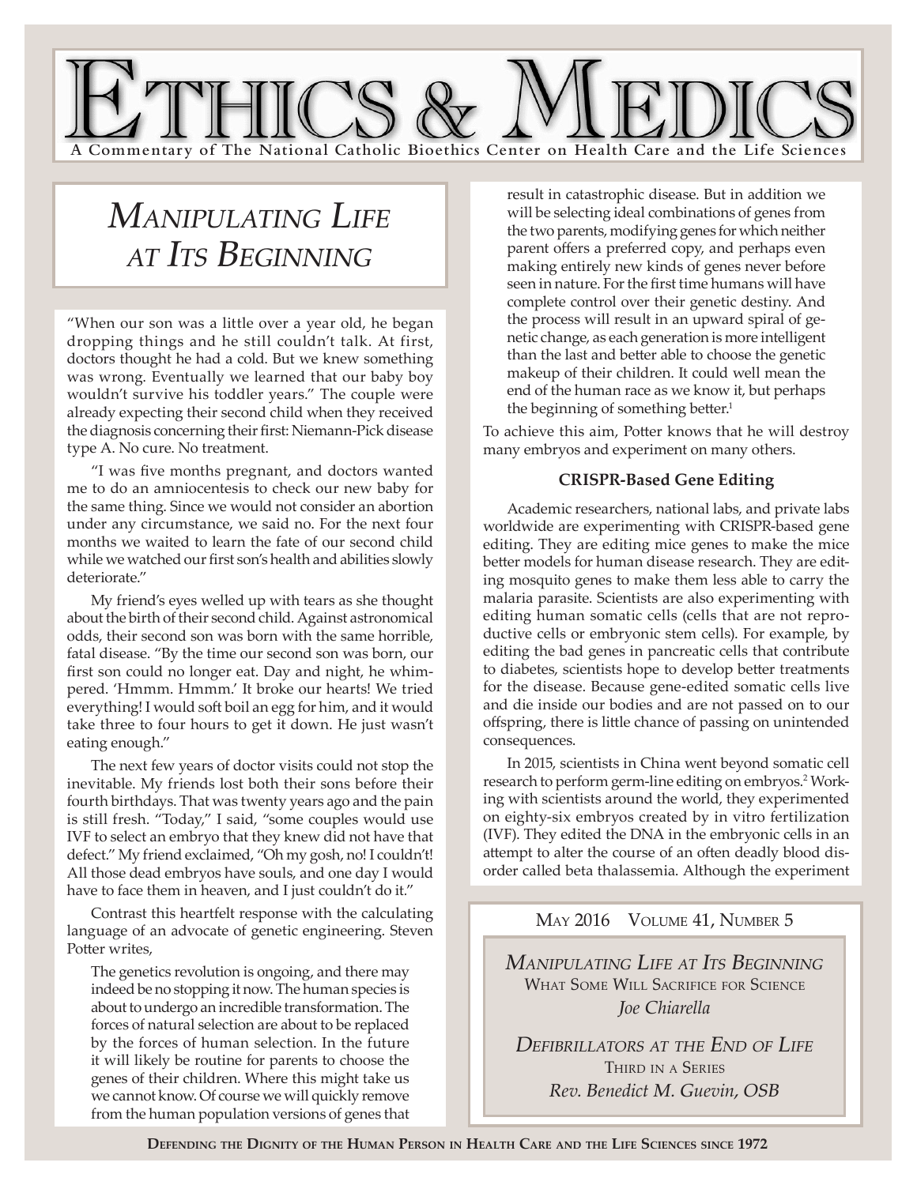# Ethics & Medics

A Commentary of The National Catholic Bioethics Center on Health Care and the Life Sciences

## *Manipulating Life at Its Beginning*

"When our son was a little over a year old, he began dropping things and he still couldn't talk. At first, doctors thought he had a cold. But we knew something was wrong. Eventually we learned that our baby boy wouldn't survive his toddler years." The couple were already expecting their second child when they received the diagnosis concerning their first: Niemann-Pick disease type A. No cure. No treatment.

"I was five months pregnant, and doctors wanted me to do an amniocentesis to check our new baby for the same thing. Since we would not consider an abortion under any circumstance, we said no. For the next four months we waited to learn the fate of our second child while we watched our first son's health and abilities slowly deteriorate."

My friend's eyes welled up with tears as she thought about the birth of their second child. Against astronomical odds, their second son was born with the same horrible, fatal disease. "By the time our second son was born, our first son could no longer eat. Day and night, he whimpered. 'Hmmm. Hmmm.' It broke our hearts! We tried everything! I would soft boil an egg for him, and it would take three to four hours to get it down. He just wasn't eating enough."

The next few years of doctor visits could not stop the inevitable. My friends lost both their sons before their fourth birthdays. That was twenty years ago and the pain is still fresh. "Today," I said, "some couples would use IVF to select an embryo that they knew did not have that defect." My friend exclaimed, "Oh my gosh, no! I couldn't! All those dead embryos have souls, and one day I would have to face them in heaven, and I just couldn't do it."

Contrast this heartfelt response with the calculating language of an advocate of genetic engineering. Steven Potter writes,

> The genetics revolution is ongoing, and there may indeed be no stopping it now. The human species is about to undergo an incredible transformation. The forces of natural selection are about to be replaced by the forces of human selection. In the future it will likely be routine for parents to choose the genes of their children. Where this might take us we cannot know. Of course we will quickly remove from the human population versions of genes that result in catastrophic disease. But in addition we will be selecting ideal combinations of genes from the two parents, modifying genes for which neither parent offers a preferred copy, and perhaps even making entirely new kinds of genes never before seen in nature. For the first time humans will have complete control over their genetic destiny. And the process will result in an upward spiral of genetic change, as each generation is more intelligent than the last and better able to choose the genetic makeup of their children. It could well mean the end of the human race as we know it, but perhaps the beginning of something better.[1]

To achieve this aim, Potter knows that he will destroy many embryos and experiment on many others.

### CRISPR-Based Gene Editing

Academic researchers, national labs, and private labs worldwide are experimenting with CRISPR-based gene editing. They are editing mice genes to make the mice better models for human disease research. They are editing mosquito genes to make them less able to carry the malaria parasite. Scientists are also experimenting with editing human somatic cells (cells that are not reproductive cells or embryonic stem cells). For example, by editing the bad genes in pancreatic cells that contribute to diabetes, scientists hope to develop better treatments for the disease. Because gene-edited somatic cells live and die inside our bodies and are not passed on to our offspring, there is little chance of passing on unintended consequences.

In 2015, scientists in China went beyond somatic cell research to perform germ-line editing on embryos.[2] Working with scientists around the world, they experimented on eighty-six embryos created by in vitro fertilization (IVF). They edited the DNA in the embryonic cells in an attempt to alter the course of an often deadly blood disorder called beta thalassemia. Although the experiment

---

May 2016 Volume 41, Number 5

*Manipulating Life at Its Beginning*
What Some Will Sacrifice for Science
*Joe Chiarella*

*Defibrillators at the End of Life*
Third in a Series
*Rev. Benedict M. Guevin, OSB*

---

**Defending the Dignity of the Human Person in Health Care and the Life Sciences since 1972**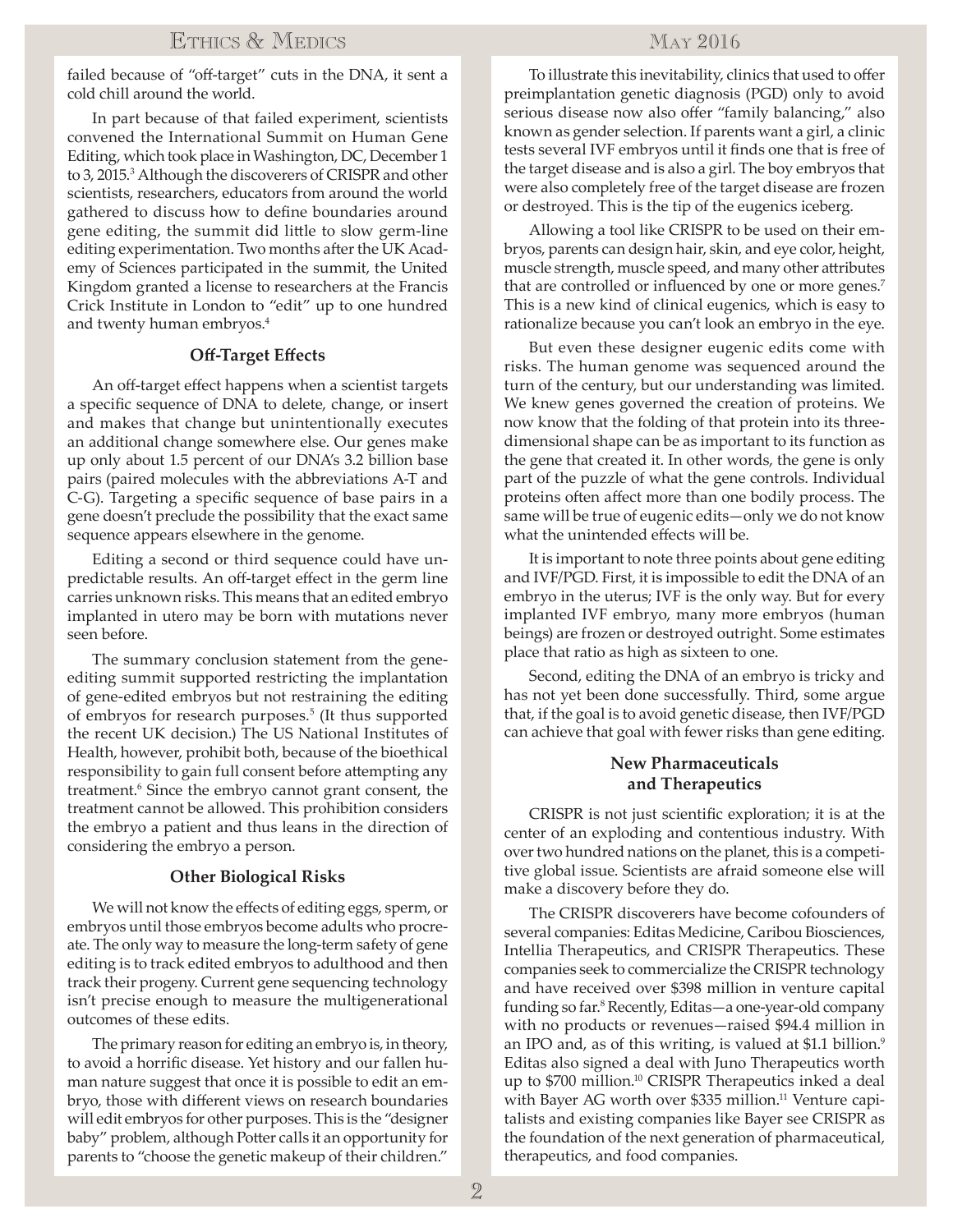failed because of "off-target" cuts in the DNA, it sent a cold chill around the world.

In part because of that failed experiment, scientists convened the International Summit on Human Gene Editing, which took place in Washington, DC, December 1 to 3, 2015.[3] Although the discoverers of CRISPR and other scientists, researchers, educators from around the world gathered to discuss how to define boundaries around gene editing, the summit did little to slow germ-line editing experimentation. Two months after the UK Academy of Sciences participated in the summit, the United Kingdom granted a license to researchers at the Francis Crick Institute in London to "edit" up to one hundred and twenty human embryos.[4]

### Off-Target Effects

An off-target effect happens when a scientist targets a specific sequence of DNA to delete, change, or insert and makes that change but unintentionally executes an additional change somewhere else. Our genes make up only about 1.5 percent of our DNA's 3.2 billion base pairs (paired molecules with the abbreviations A-T and C-G). Targeting a specific sequence of base pairs in a gene doesn't preclude the possibility that the exact same sequence appears elsewhere in the genome.

Editing a second or third sequence could have unpredictable results. An off-target effect in the germ line carries unknown risks. This means that an edited embryo implanted in utero may be born with mutations never seen before.

The summary conclusion statement from the gene-editing summit supported restricting the implantation of gene-edited embryos but not restraining the editing of embryos for research purposes.[5] (It thus supported the recent UK decision.) The US National Institutes of Health, however, prohibit both, because of the bioethical responsibility to gain full consent before attempting any treatment.[6] Since the embryo cannot grant consent, the treatment cannot be allowed. This prohibition considers the embryo a patient and thus leans in the direction of considering the embryo a person.

### Other Biological Risks

We will not know the effects of editing eggs, sperm, or embryos until those embryos become adults who procreate. The only way to measure the long-term safety of gene editing is to track edited embryos to adulthood and then track their progeny. Current gene sequencing technology isn't precise enough to measure the multigenerational outcomes of these edits.

The primary reason for editing an embryo is, in theory, to avoid a horrific disease. Yet history and our fallen human nature suggest that once it is possible to edit an embryo, those with different views on research boundaries will edit embryos for other purposes. This is the "designer baby" problem, although Potter calls it an opportunity for parents to "choose the genetic makeup of their children."

To illustrate this inevitability, clinics that used to offer preimplantation genetic diagnosis (PGD) only to avoid serious disease now also offer "family balancing," also known as gender selection. If parents want a girl, a clinic tests several IVF embryos until it finds one that is free of the target disease and is also a girl. The boy embryos that were also completely free of the target disease are frozen or destroyed. This is the tip of the eugenics iceberg.

Allowing a tool like CRISPR to be used on their embryos, parents can design hair, skin, and eye color, height, muscle strength, muscle speed, and many other attributes that are controlled or influenced by one or more genes.[7] This is a new kind of clinical eugenics, which is easy to rationalize because you can't look an embryo in the eye.

But even these designer eugenic edits come with risks. The human genome was sequenced around the turn of the century, but our understanding was limited. We knew genes governed the creation of proteins. We now know that the folding of that protein into its three-dimensional shape can be as important to its function as the gene that created it. In other words, the gene is only part of the puzzle of what the gene controls. Individual proteins often affect more than one bodily process. The same will be true of eugenic edits—only we do not know what the unintended effects will be.

It is important to note three points about gene editing and IVF/PGD. First, it is impossible to edit the DNA of an embryo in the uterus; IVF is the only way. But for every implanted IVF embryo, many more embryos (human beings) are frozen or destroyed outright. Some estimates place that ratio as high as sixteen to one.

Second, editing the DNA of an embryo is tricky and has not yet been done successfully. Third, some argue that, if the goal is to avoid genetic disease, then IVF/PGD can achieve that goal with fewer risks than gene editing.

### New Pharmaceuticals and Therapeutics

CRISPR is not just scientific exploration; it is at the center of an exploding and contentious industry. With over two hundred nations on the planet, this is a competitive global issue. Scientists are afraid someone else will make a discovery before they do.

The CRISPR discoverers have become cofounders of several companies: Editas Medicine, Caribou Biosciences, Intellia Therapeutics, and CRISPR Therapeutics. These companies seek to commercialize the CRISPR technology and have received over $398 million in venture capital funding so far.[8] Recently, Editas—a one-year-old company with no products or revenues—raised $94.4 million in an IPO and, as of this writing, is valued at $1.1 billion.[9] Editas also signed a deal with Juno Therapeutics worth up to $700 million.[10] CRISPR Therapeutics inked a deal with Bayer AG worth over $335 million.[11] Venture capitalists and existing companies like Bayer see CRISPR as the foundation of the next generation of pharmaceutical, therapeutics, and food companies.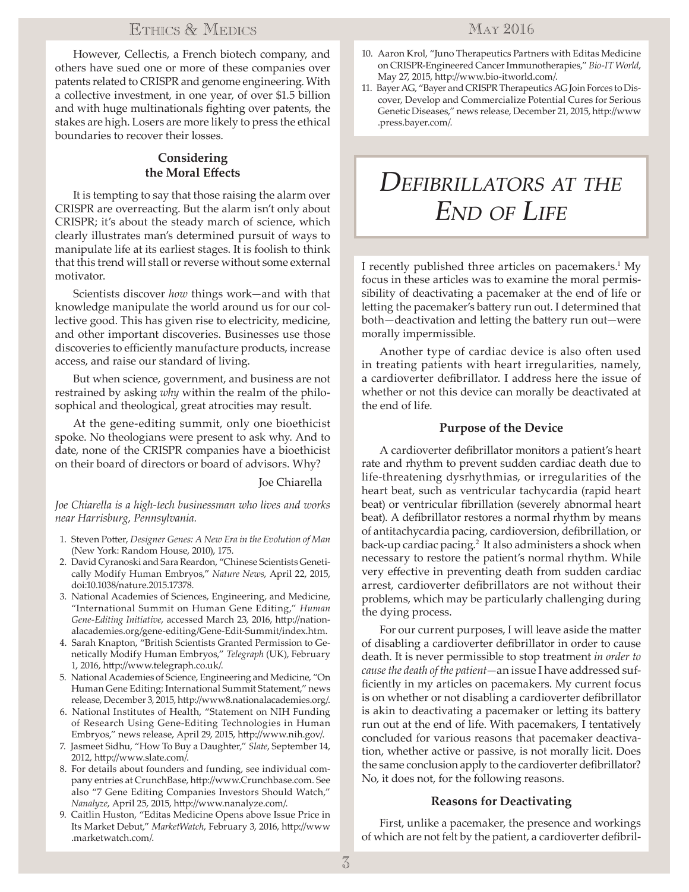However, Cellectis, a French biotech company, and others have sued one or more of these companies over patents related to CRISPR and genome engineering. With a collective investment, in one year, of over $1.5 billion and with huge multinationals fighting over patents, the stakes are high. Losers are more likely to press the ethical boundaries to recover their losses.

### Considering the Moral Effects

It is tempting to say that those raising the alarm over CRISPR are overreacting. But the alarm isn't only about CRISPR; it's about the steady march of science, which clearly illustrates man's determined pursuit of ways to manipulate life at its earliest stages. It is foolish to think that this trend will stall or reverse without some external motivator.

Scientists discover *how* things work—and with that knowledge manipulate the world around us for our collective good. This has given rise to electricity, medicine, and other important discoveries. Businesses use those discoveries to efficiently manufacture products, increase access, and raise our standard of living.

But when science, government, and business are not restrained by asking *why* within the realm of the philosophical and theological, great atrocities may result.

At the gene-editing summit, only one bioethicist spoke. No theologians were present to ask why. And to date, none of the CRISPR companies have a bioethicist on their board of directors or board of advisors. Why?

Joe Chiarella

*Joe Chiarella is a high-tech businessman who lives and works near Harrisburg, Pennsylvania.*

1. Steven Potter, *Designer Genes: A New Era in the Evolution of Man* (New York: Random House, 2010), 175.
2. David Cyranoski and Sara Reardon, "Chinese Scientists Genetically Modify Human Embryos," *Nature News*, April 22, 2015, doi:10.1038/nature.2015.17378.
3. National Academies of Sciences, Engineering, and Medicine, "International Summit on Human Gene Editing," *Human Gene-Editing Initiative*, accessed March 23, 2016, http://nationalacademies.org/gene-editing/Gene-Edit-Summit/index.htm.
4. Sarah Knapton, "British Scientists Granted Permission to Genetically Modify Human Embryos," *Telegraph* (UK), February 1, 2016, http://www.telegraph.co.uk/.
5. National Academies of Science, Engineering and Medicine, "On Human Gene Editing: International Summit Statement," news release, December 3, 2015, http://www8.nationalacademies.org/.
6. National Institutes of Health, "Statement on NIH Funding of Research Using Gene-Editing Technologies in Human Embryos," news release, April 29, 2015, http://www.nih.gov/.
7. Jasmeet Sidhu, "How To Buy a Daughter," *Slate*, September 14, 2012, http://www.slate.com/.
8. For details about founders and funding, see individual company entries at CrunchBase, http://www.Crunchbase.com. See also "7 Gene Editing Companies Investors Should Watch," *Nanalyze*, April 25, 2015, http://www.nanalyze.com/.
9. Caitlin Huston, "Editas Medicine Opens above Issue Price in Its Market Debut," *MarketWatch*, February 3, 2016, http://www.marketwatch.com/.
10. Aaron Krol, "Juno Therapeutics Partners with Editas Medicine on CRISPR-Engineered Cancer Immunotherapies," *Bio-IT World*, May 27, 2015, http://www.bio-itworld.com/.
11. Bayer AG, "Bayer and CRISPR Therapeutics AG Join Forces to Discover, Develop and Commercialize Potential Cures for Serious Genetic Diseases," news release, December 21, 2015, http://www.press.bayer.com/.

# *Defibrillators at the End of Life*

I recently published three articles on pacemakers.[1] My focus in these articles was to examine the moral permissibility of deactivating a pacemaker at the end of life or letting the pacemaker's battery run out. I determined that both—deactivation and letting the battery run out—were morally impermissible.

Another type of cardiac device is also often used in treating patients with heart irregularities, namely, a cardioverter defibrillator. I address here the issue of whether or not this device can morally be deactivated at the end of life.

### Purpose of the Device

A cardioverter defibrillator monitors a patient's heart rate and rhythm to prevent sudden cardiac death due to life-threatening dysrhythmias, or irregularities of the heart beat, such as ventricular tachycardia (rapid heart beat) or ventricular fibrillation (severely abnormal heart beat). A defibrillator restores a normal rhythm by means of antitachycardia pacing, cardioversion, defibrillation, or back-up cardiac pacing.[2] It also administers a shock when necessary to restore the patient's normal rhythm. While very effective in preventing death from sudden cardiac arrest, cardioverter defibrillators are not without their problems, which may be particularly challenging during the dying process.

For our current purposes, I will leave aside the matter of disabling a cardioverter defibrillator in order to cause death. It is never permissible to stop treatment *in order to cause the death of the patient*—an issue I have addressed sufficiently in my articles on pacemakers. My current focus is on whether or not disabling a cardioverter defibrillator is akin to deactivating a pacemaker or letting its battery run out at the end of life. With pacemakers, I tentatively concluded for various reasons that pacemaker deactivation, whether active or passive, is not morally licit. Does the same conclusion apply to the cardioverter defibrillator? No, it does not, for the following reasons.

### Reasons for Deactivating

First, unlike a pacemaker, the presence and workings of which are not felt by the patient, a cardioverter defibril-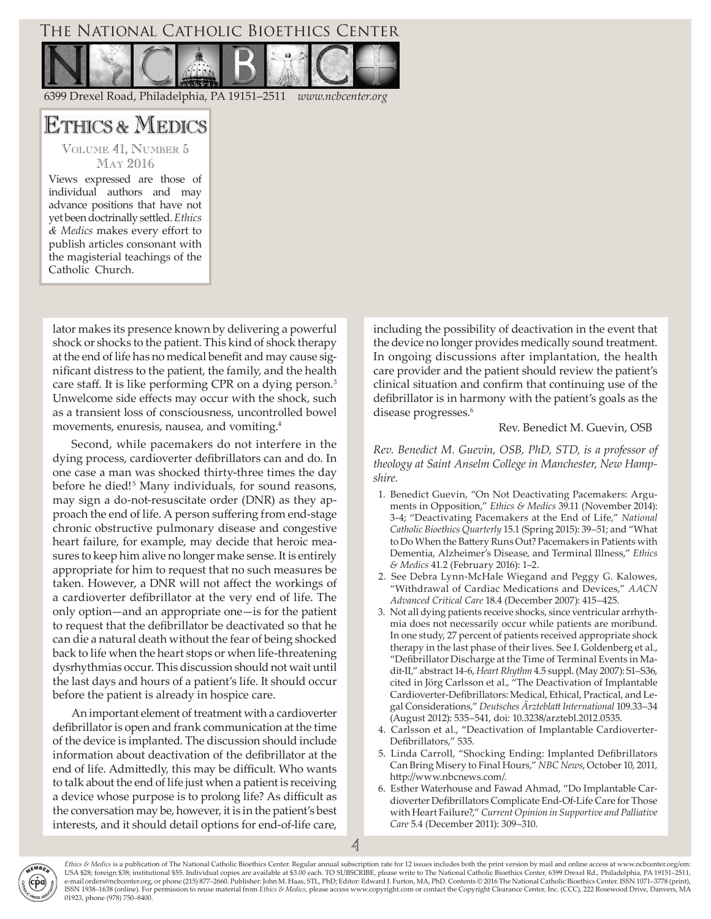lator makes its presence known by delivering a powerful shock or shocks to the patient. This kind of shock therapy at the end of life has no medical benefit and may cause significant distress to the patient, the family, and the health care staff. It is like performing CPR on a dying person.[3] Unwelcome side effects may occur with the shock, such as a transient loss of consciousness, uncontrolled bowel movements, enuresis, nausea, and vomiting.[4]

Second, while pacemakers do not interfere in the dying process, cardioverter defibrillators can and do. In one case a man was shocked thirty-three times the day before he died![5] Many individuals, for sound reasons, may sign a do-not-resuscitate order (DNR) as they approach the end of life. A person suffering from end-stage chronic obstructive pulmonary disease and congestive heart failure, for example, may decide that heroic measures to keep him alive no longer make sense. It is entirely appropriate for him to request that no such measures be taken. However, a DNR will not affect the workings of a cardioverter defibrillator at the very end of life. The only option—and an appropriate one—is for the patient to request that the defibrillator be deactivated so that he can die a natural death without the fear of being shocked back to life when the heart stops or when life-threatening dysrhythmias occur. This discussion should not wait until the last days and hours of a patient's life. It should occur before the patient is already in hospice care.

An important element of treatment with a cardioverter defibrillator is open and frank communication at the time of the device is implanted. The discussion should include information about deactivation of the defibrillator at the end of life. Admittedly, this may be difficult. Who wants to talk about the end of life just when a patient is receiving a device whose purpose is to prolong life? As difficult as the conversation may be, however, it is in the patient's best interests, and it should detail options for end-of-life care, including the possibility of deactivation in the event that the device no longer provides medically sound treatment. In ongoing discussions after implantation, the health care provider and the patient should review the patient's clinical situation and confirm that continuing use of the defibrillator is in harmony with the patient's goals as the disease progresses.[6]

Rev. Benedict M. Guevin, OSB

*Rev. Benedict M. Guevin, OSB, PhD, STD, is a professor of theology at Saint Anselm College in Manchester, New Hampshire.*

1. Benedict Guevin, "On Not Deactivating Pacemakers: Arguments in Opposition," *Ethics & Medics* 39.11 (November 2014): 3-4; "Deactivating Pacemakers at the End of Life," *National Catholic Bioethics Quarterly* 15.1 (Spring 2015): 39–51; and "What to Do When the Battery Runs Out? Pacemakers in Patients with Dementia, Alzheimer's Disease, and Terminal Illness," *Ethics & Medics* 41.2 (February 2016): 1–2.
2. See Debra Lynn-McHale Wiegand and Peggy G. Kalowes, "Withdrawal of Cardiac Medications and Devices," *AACN Advanced Critical Care* 18.4 (December 2007): 415–425.
3. Not all dying patients receive shocks, since ventricular arrhythmia does not necessarily occur while patients are moribund. In one study, 27 percent of patients received appropriate shock therapy in the last phase of their lives. See I. Goldenberg et al., "Defibrillator Discharge at the Time of Terminal Events in Madit-II," abstract 14-6, *Heart Rhythm* 4.5 suppl. (May 2007): S1–S36, cited in Jörg Carlsson et al., "The Deactivation of Implantable Cardioverter-Defibrillators: Medical, Ethical, Practical, and Legal Considerations," *Deutsches Ärzteblatt International* 109.33–34 (August 2012): 535–541, doi: 10.3238/arztebl.2012.0535.
4. Carlsson et al., "Deactivation of Implantable Cardioverter-Defibrillators," 535.
5. Linda Carroll, "Shocking Ending: Implanted Defibrillators Can Bring Misery to Final Hours," *NBC News*, October 10, 2011, http://www.nbcnews.com/.
6. Esther Waterhouse and Fawad Ahmad, "Do Implantable Cardioverter Defibrillators Complicate End-Of-Life Care for Those with Heart Failure?," *Current Opinion in Supportive and Palliative Care* 5.4 (December 2011): 309–310.

*Ethics & Medics* is a publication of The National Catholic Bioethics Center. Regular annual subscription rate for 12 issues includes both the print version by mail and online access at www.ncbcenter.org/em: USA $28; foreign $38; institutional $55. Individual copies are available at $3.00 each. TO SUBSCRIBE, please write to The National Catholic Bioethics Center, 6399 Drexel Rd., Philadelphia, PA 19151–2511, e-mail orders@ncbcenter.org, or phone (215) 877–2660. Publisher: John M. Haas, STL, PhD; Editor: Edward J. Furton, MA, PhD. Contents © 2016 The National Catholic Bioethics Center. ISSN 1071–3778 (print), ISSN 1938–1638 (online). For permission to reuse material from *Ethics & Medics*, please access www.copyright.com or contact the Copyright Clearance Center, Inc. (CCC), 222 Rosewood Drive, Danvers, MA 01923, phone (978) 750–8400.